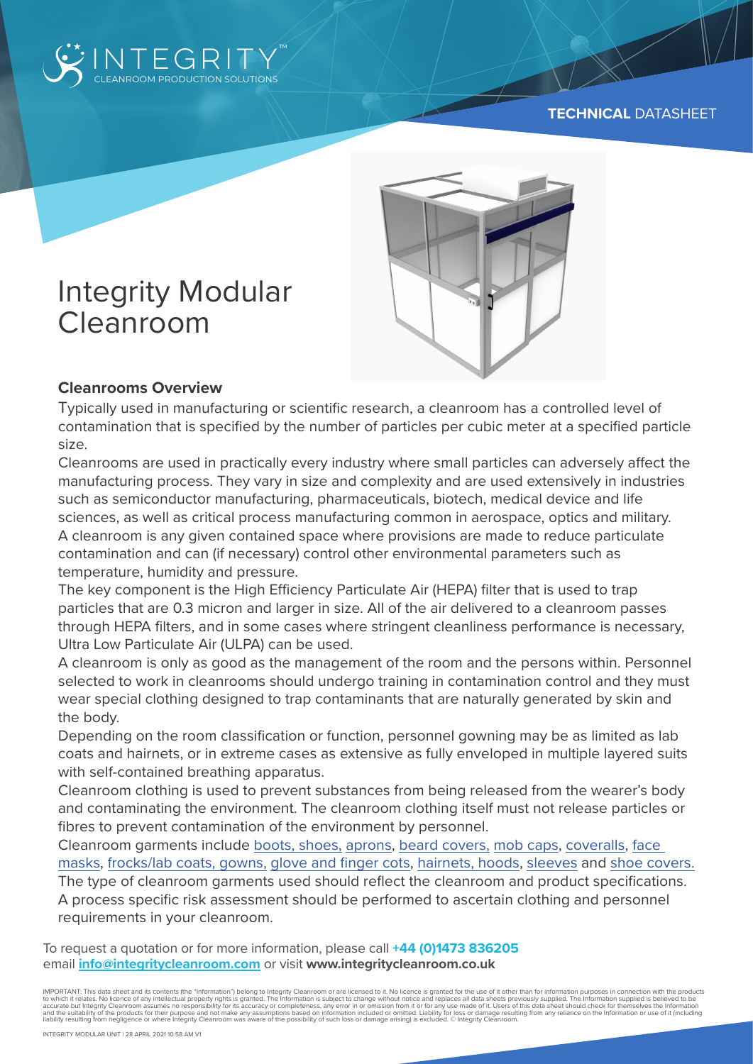INTEGRITY™
CLEANROOM PRODUCTION SOLUTIONS

**TECHNICAL** DATASHEET

# Integrity Modular Cleanroom

## Cleanrooms Overview

Typically used in manufacturing or scientific research, a cleanroom has a controlled level of contamination that is specified by the number of particles per cubic meter at a specified particle size.

Cleanrooms are used in practically every industry where small particles can adversely affect the manufacturing process. They vary in size and complexity and are used extensively in industries such as semiconductor manufacturing, pharmaceuticals, biotech, medical device and life sciences, as well as critical process manufacturing common in aerospace, optics and military.

A cleanroom is any given contained space where provisions are made to reduce particulate contamination and can (if necessary) control other environmental parameters such as temperature, humidity and pressure.

The key component is the High Efficiency Particulate Air (HEPA) filter that is used to trap particles that are 0.3 micron and larger in size. All of the air delivered to a cleanroom passes through HEPA filters, and in some cases where stringent cleanliness performance is necessary, Ultra Low Particulate Air (ULPA) can be used.

A cleanroom is only as good as the management of the room and the persons within. Personnel selected to work in cleanrooms should undergo training in contamination control and they must wear special clothing designed to trap contaminants that are naturally generated by skin and the body.

Depending on the room classification or function, personnel gowning may be as limited as lab coats and hairnets, or in extreme cases as extensive as fully enveloped in multiple layered suits with self-contained breathing apparatus.

Cleanroom clothing is used to prevent substances from being released from the wearer's body and contaminating the environment. The cleanroom clothing itself must not release particles or fibres to prevent contamination of the environment by personnel.

Cleanroom garments include boots, shoes, aprons, beard covers, mob caps, coveralls, face masks, frocks/lab coats, gowns, glove and finger cots, hairnets, hoods, sleeves and shoe covers.

The type of cleanroom garments used should reflect the cleanroom and product specifications. A process specific risk assessment should be performed to ascertain clothing and personnel requirements in your cleanroom.

To request a quotation or for more information, please call **+44 (0)1473 836205**
email **info@integritycleanroom.com** or visit **www.integritycleanroom.co.uk**

IMPORTANT: This data sheet and its contents (the "Information") belong to Integrity Cleanroom or are licensed to it. No licence is granted for the use of it other than for information purposes in connection with the products to which it relates. No licence of any intellectual property rights is granted. The Information is subject to change without notice and replaces all data sheets previously supplied. The Information supplied is believed to be accurate but Integrity Cleanroom assumes no responsibility for its accuracy or completeness, any error in or omission from it or for any use made of it. Users of this data sheet should check for themselves the Information and the suitability of the products for their purpose and not make any assumptions based on information included or omitted. Liability for loss or damage resulting from any reliance on the Information or use of it (including liability resulting from negligence or where Integrity Cleanroom was aware of the possibility of such loss or damage arising) is excluded. © Integrity Cleanroom.

INTEGRITY MODULAR UNIT | 28 APRIL 2021 10:58 AM V1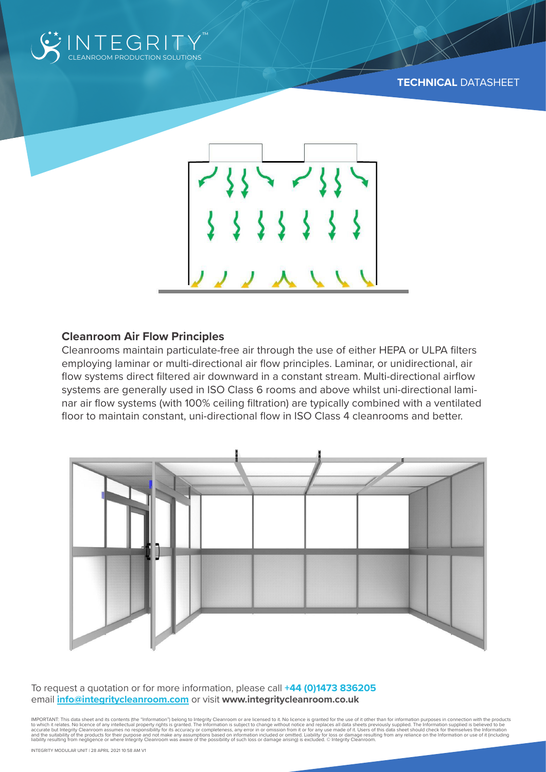TECHNICAL DATASHEET

## Cleanroom Air Flow Principles

Cleanrooms maintain particulate-free air through the use of either HEPA or ULPA filters employing laminar or multi-directional air flow principles. Laminar, or unidirectional, air flow systems direct filtered air downward in a constant stream. Multi-directional airflow systems are generally used in ISO Class 6 rooms and above whilst uni-directional laminar air flow systems (with 100% ceiling filtration) are typically combined with a ventilated floor to maintain constant, uni-directional flow in ISO Class 4 cleanrooms and better.

To request a quotation or for more information, please call **+44 (0)1473 836205** email **info@integritycleanroom.com** or visit **www.integritycleanroom.co.uk**

IMPORTANT: This data sheet and its contents (the "Information") belong to Integrity Cleanroom or are licensed to it. No licence is granted for the use of it other than for information purposes in connection with the products to which it relates. No licence of any intellectual property rights is granted. The Information is subject to change without notice and replaces all data sheets previously supplied. The Information supplied is believed to be accurate but Integrity Cleanroom assumes no responsibility for its accuracy or completeness, any error in or omission from it or for any use made of it. Users of this data sheet should check for themselves the Information and the suitability of the products for their purpose and not make any assumptions based on information included or omitted. Liability for loss or damage resulting from any reliance on the Information or use of it (including liability resulting from negligence or where Integrity Cleanroom was aware of the possibility of such loss or damage arising) is excluded. © Integrity Cleanroom.

INTEGRITY MODULAR UNIT | 28 APRIL 2021 10:58 AM V1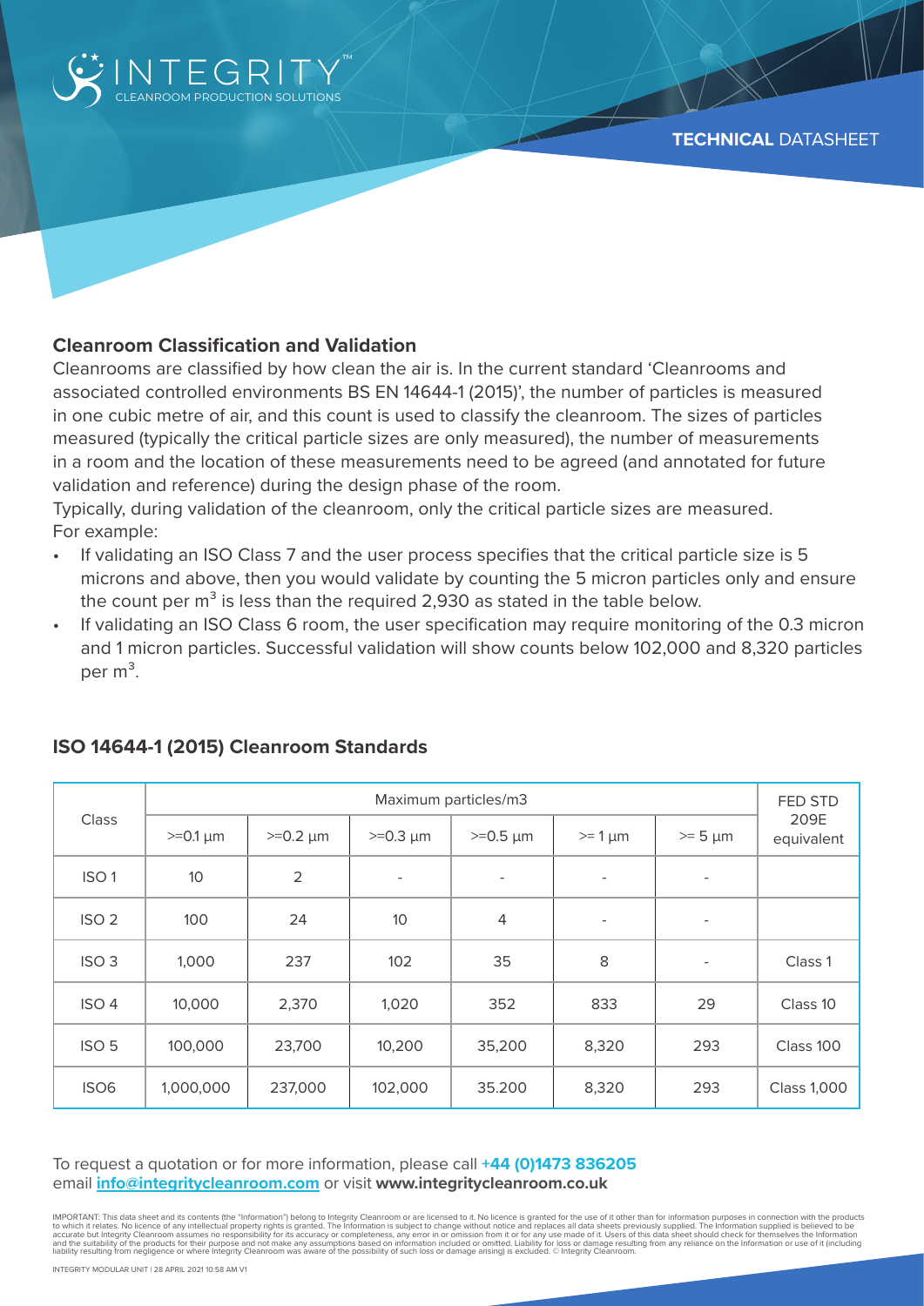## Cleanroom Classification and Validation

Cleanrooms are classified by how clean the air is. In the current standard 'Cleanrooms and associated controlled environments BS EN 14644-1 (2015)', the number of particles is measured in one cubic metre of air, and this count is used to classify the cleanroom. The sizes of particles measured (typically the critical particle sizes are only measured), the number of measurements in a room and the location of these measurements need to be agreed (and annotated for future validation and reference) during the design phase of the room.

Typically, during validation of the cleanroom, only the critical particle sizes are measured. For example:

- If validating an ISO Class 7 and the user process specifies that the critical particle size is 5 microns and above, then you would validate by counting the 5 micron particles only and ensure the count per $m^3$ is less than the required 2,930 as stated in the table below.
- If validating an ISO Class 6 room, the user specification may require monitoring of the 0.3 micron and 1 micron particles. Successful validation will show counts below 102,000 and 8,320 particles per $m^3$.

## ISO 14644-1 (2015) Cleanroom Standards

| Class | Maximum particles/m3 | | | | | | FED STD 209E equivalent |
|---|---|---|---|---|---|---|---|
| | >=0.1 µm | >=0.2 µm | >=0.3 µm | >=0.5 µm | >= 1 µm | >= 5 µm | |
| ISO 1 | 10 | 2 | - | - | - | - | |
| ISO 2 | 100 | 24 | 10 | 4 | - | - | |
| ISO 3 | 1,000 | 237 | 102 | 35 | 8 | - | Class 1 |
| ISO 4 | 10,000 | 2,370 | 1,020 | 352 | 833 | 29 | Class 10 |
| ISO 5 | 100,000 | 23,700 | 10,200 | 35,200 | 8,320 | 293 | Class 100 |
| ISO6 | 1,000,000 | 237,000 | 102,000 | 35.200 | 8,320 | 293 | Class 1,000 |

To request a quotation or for more information, please call **+44 (0)1473 836205** email **info@integritycleanroom.com** or visit **www.integritycleanroom.co.uk**

IMPORTANT: This data sheet and its contents (the "Information") belong to Integrity Cleanroom or are licensed to it. No licence is granted for the use of it other than for information purposes in connection with the products to which it relates. No licence of any intellectual property rights is granted. The Information is subject to change without notice and replaces all data sheets previously supplied. The Information supplied is believed to be accurate but Integrity Cleanroom assumes no responsibility for its accuracy or completeness, any error in or omission from it or for any use made of it. Users of this data sheet should check for themselves the Information and the suitability of the products for their purpose and not make any assumptions based on information included or omitted. Liability for loss or damage resulting from any reliance on the Information or use of it (including liability resulting from negligence or where Integrity Cleanroom was aware of the possibility of such loss or damage arising) is excluded. © Integrity Cleanroom.

INTEGRITY MODULAR UNIT | 28 APRIL 2021 10:58 AM V1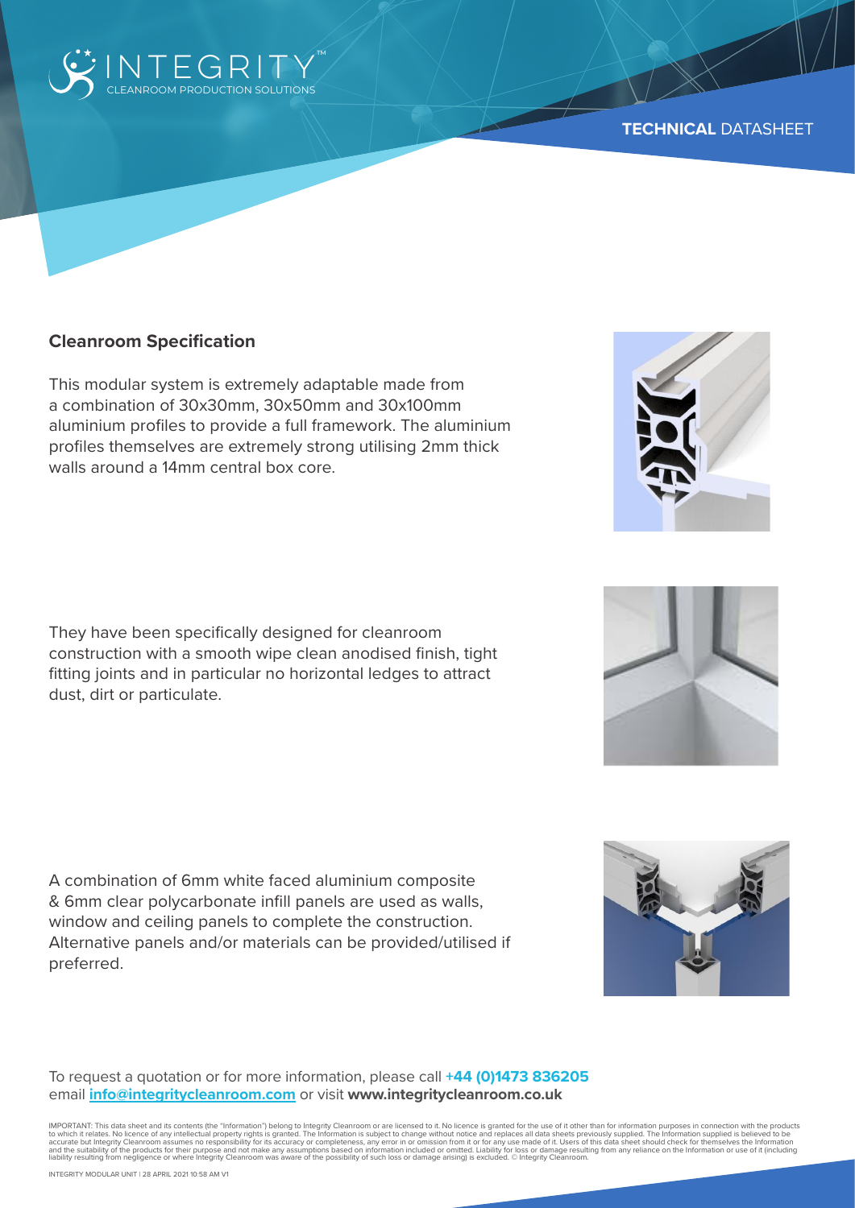**TECHNICAL** DATASHEET

## Cleanroom Specification

This modular system is extremely adaptable made from a combination of 30x30mm, 30x50mm and 30x100mm aluminium profiles to provide a full framework. The aluminium profiles themselves are extremely strong utilising 2mm thick walls around a 14mm central box core.

They have been specifically designed for cleanroom construction with a smooth wipe clean anodised finish, tight fitting joints and in particular no horizontal ledges to attract dust, dirt or particulate.

A combination of 6mm white faced aluminium composite & 6mm clear polycarbonate infill panels are used as walls, window and ceiling panels to complete the construction. Alternative panels and/or materials can be provided/utilised if preferred.

To request a quotation or for more information, please call **+44 (0)1473 836205** email **info@integritycleanroom.com** or visit **www.integritycleanroom.co.uk**

IMPORTANT: This data sheet and its contents (the "Information") belong to Integrity Cleanroom or are licensed to it. No licence is granted for the use of it other than for information purposes in connection with the products to which it relates. No licence of any intellectual property rights is granted. The Information is subject to change without notice and replaces all data sheets previously supplied. The Information supplied is believed to be accurate but Integrity Cleanroom assumes no responsibility for its accuracy or completeness, any error in or omission from it or for any use made of it. Users of this data sheet should check for themselves the Information and the suitability of the products for their purpose and not make any assumptions based on information included or omitted. Liability for loss or damage resulting from any reliance on the Information or use of it (including liability resulting from negligence or where Integrity Cleanroom was aware of the possibility of such loss or damage arising) is excluded. © Integrity Cleanroom.

INTEGRITY MODULAR UNIT | 28 APRIL 2021 10:58 AM V1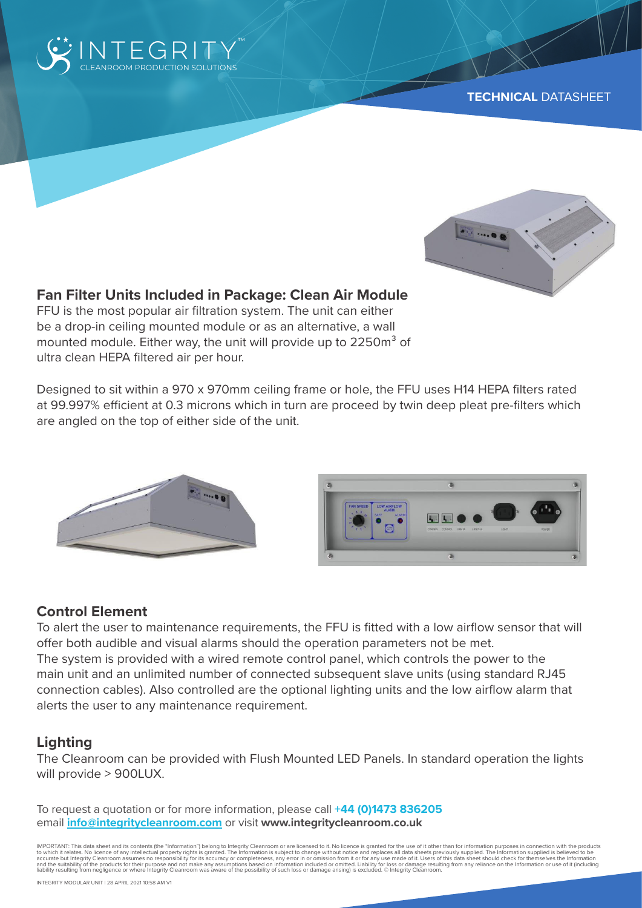**TECHNICAL** DATASHEET

## Fan Filter Units Included in Package: Clean Air Module

FFU is the most popular air filtration system. The unit can either be a drop-in ceiling mounted module or as an alternative, a wall mounted module. Either way, the unit will provide up to 2250m$^3$ of ultra clean HEPA filtered air per hour.

Designed to sit within a 970 x 970mm ceiling frame or hole, the FFU uses H14 HEPA filters rated at 99.997% efficient at 0.3 microns which in turn are proceed by twin deep pleat pre-filters which are angled on the top of either side of the unit.

## Control Element

To alert the user to maintenance requirements, the FFU is fitted with a low airflow sensor that will offer both audible and visual alarms should the operation parameters not be met.
The system is provided with a wired remote control panel, which controls the power to the main unit and an unlimited number of connected subsequent slave units (using standard RJ45 connection cables). Also controlled are the optional lighting units and the low airflow alarm that alerts the user to any maintenance requirement.

## Lighting

The Cleanroom can be provided with Flush Mounted LED Panels. In standard operation the lights will provide > 900LUX.

To request a quotation or for more information, please call **+44 (0)1473 836205**
email **info@integritycleanroom.com** or visit **www.integritycleanroom.co.uk**

IMPORTANT: This data sheet and its contents (the "Information") belong to Integrity Cleanroom or are licensed to it. No licence is granted for the use of it other than for information purposes in connection with the products to which it relates. No licence of any intellectual property rights is granted. The Information is subject to change without notice and replaces all data sheets previously supplied. The Information supplied is believed to be accurate but Integrity Cleanroom assumes no responsibility for its accuracy or completeness, any error in or omission from it or for any use made of it. Users of this data sheet should check for themselves the Information and the suitability of the products for their purpose and not make any assumptions based on information included or omitted. Liability for loss or damage resulting from any reliance on the Information or use of it (including liability resulting from negligence or where Integrity Cleanroom was aware of the possibility of such loss or damage arising) is excluded. © Integrity Cleanroom.

INTEGRITY MODULAR UNIT | 28 APRIL 2021 10:58 AM V1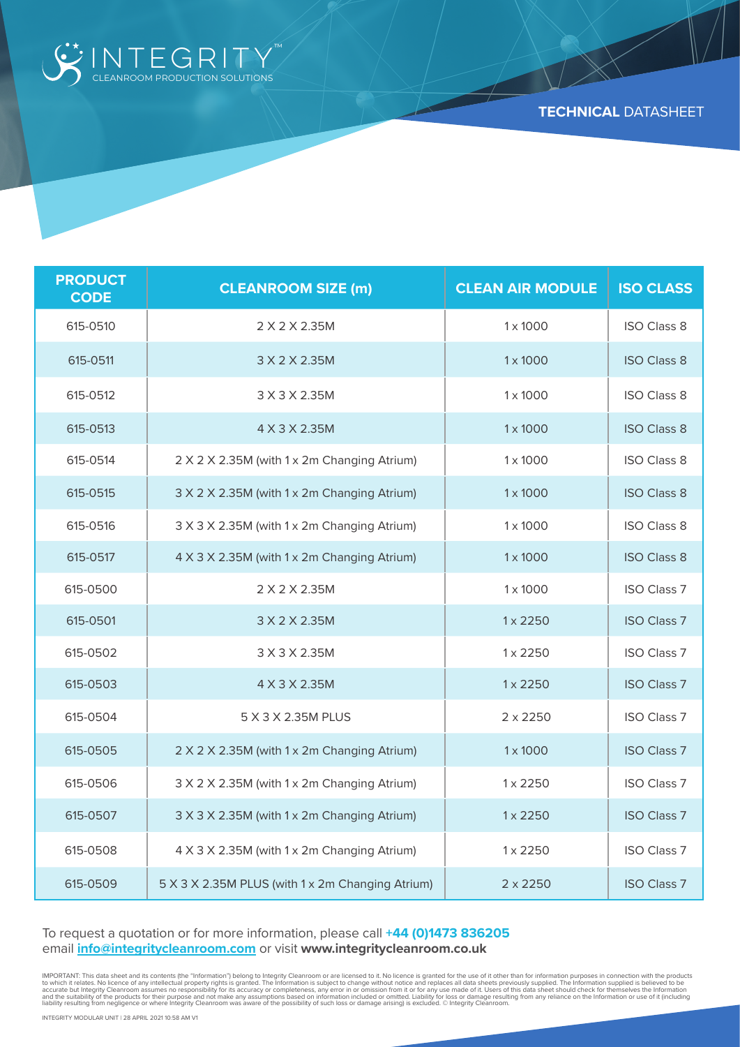INTEGRITY™
CLEANROOM PRODUCTION SOLUTIONS

**TECHNICAL** DATASHEET

| PRODUCT CODE | CLEANROOM SIZE (m) | CLEAN AIR MODULE | ISO CLASS |
|---|---|---|---|
| 615-0510 | 2 X 2 X 2.35M | 1 x 1000 | ISO Class 8 |
| 615-0511 | 3 X 2 X 2.35M | 1 x 1000 | ISO Class 8 |
| 615-0512 | 3 X 3 X 2.35M | 1 x 1000 | ISO Class 8 |
| 615-0513 | 4 X 3 X 2.35M | 1 x 1000 | ISO Class 8 |
| 615-0514 | 2 X 2 X 2.35M (with 1 x 2m Changing Atrium) | 1 x 1000 | ISO Class 8 |
| 615-0515 | 3 X 2 X 2.35M (with 1 x 2m Changing Atrium) | 1 x 1000 | ISO Class 8 |
| 615-0516 | 3 X 3 X 2.35M (with 1 x 2m Changing Atrium) | 1 x 1000 | ISO Class 8 |
| 615-0517 | 4 X 3 X 2.35M (with 1 x 2m Changing Atrium) | 1 x 1000 | ISO Class 8 |
| 615-0500 | 2 X 2 X 2.35M | 1 x 1000 | ISO Class 7 |
| 615-0501 | 3 X 2 X 2.35M | 1 x 2250 | ISO Class 7 |
| 615-0502 | 3 X 3 X 2.35M | 1 x 2250 | ISO Class 7 |
| 615-0503 | 4 X 3 X 2.35M | 1 x 2250 | ISO Class 7 |
| 615-0504 | 5 X 3 X 2.35M PLUS | 2 x 2250 | ISO Class 7 |
| 615-0505 | 2 X 2 X 2.35M (with 1 x 2m Changing Atrium) | 1 x 1000 | ISO Class 7 |
| 615-0506 | 3 X 2 X 2.35M (with 1 x 2m Changing Atrium) | 1 x 2250 | ISO Class 7 |
| 615-0507 | 3 X 3 X 2.35M (with 1 x 2m Changing Atrium) | 1 x 2250 | ISO Class 7 |
| 615-0508 | 4 X 3 X 2.35M (with 1 x 2m Changing Atrium) | 1 x 2250 | ISO Class 7 |
| 615-0509 | 5 X 3 X 2.35M PLUS (with 1 x 2m Changing Atrium) | 2 x 2250 | ISO Class 7 |

To request a quotation or for more information, please call **+44 (0)1473 836205**
email **info@integritycleanroom.com** or visit **www.integritycleanroom.co.uk**

IMPORTANT: This data sheet and its contents (the "Information") belong to Integrity Cleanroom or are licensed to it. No licence is granted for the use of it other than for information purposes in connection with the products to which it relates. No licence of any intellectual property rights is granted. The Information is subject to change without notice and replaces all data sheets previously supplied. The Information supplied is believed to be accurate but Integrity Cleanroom assumes no responsibility for its accuracy or completeness, any error in or omission from it or for any use made of it. Users of this data sheet should check for themselves the Information and the suitability of the products for their purpose and not make any assumptions based on information included or omitted. Liability for loss or damage resulting from any reliance on the Information or use of it (including liability resulting from negligence or where Integrity Cleanroom was aware of the possibility of such loss or damage arising) is excluded. © Integrity Cleanroom.

INTEGRITY MODULAR UNIT | 28 APRIL 2021 10:58 AM V1